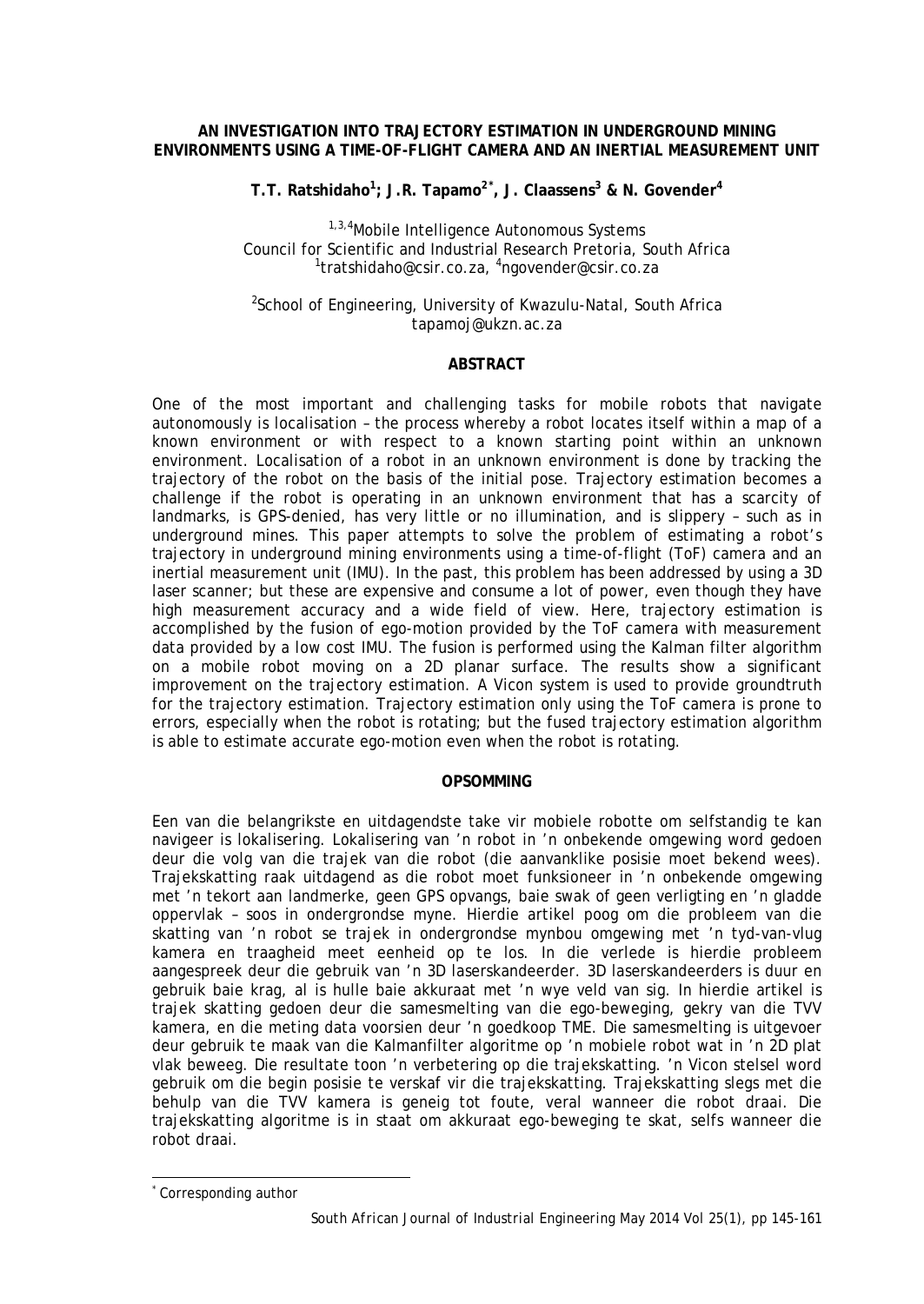# AN INVESTIGATION INTO TRAJECTORY ESTIMATION IN UNDERGROUND MINING ENVIRONMENTS USING A TIME-OF-FLIGHT CAMERA AND AN INERTIAL MEASUREMENT UNIT

**T.T. Ratshidaho[1]; J.R. Tapamo[2*], J. Claassens[3] & N. Govender[4]**

[1,3,4]Mobile Intelligence Autonomous Systems
Council for Scientific and Industrial Research Pretoria, South Africa
[1]tratshidaho@csir.co.za, [4]ngovender@csir.co.za

[2]School of Engineering, University of Kwazulu-Natal, South Africa
tapamoj@ukzn.ac.za

## ABSTRACT

One of the most important and challenging tasks for mobile robots that navigate autonomously is localisation – the process whereby a robot locates itself within a map of a known environment or with respect to a known starting point within an unknown environment. Localisation of a robot in an unknown environment is done by tracking the trajectory of the robot on the basis of the initial pose. Trajectory estimation becomes a challenge if the robot is operating in an unknown environment that has a scarcity of landmarks, is GPS-denied, has very little or no illumination, and is slippery – such as in underground mines. This paper attempts to solve the problem of estimating a robot's trajectory in underground mining environments using a time-of-flight (ToF) camera and an inertial measurement unit (IMU). In the past, this problem has been addressed by using a 3D laser scanner; but these are expensive and consume a lot of power, even though they have high measurement accuracy and a wide field of view. Here, trajectory estimation is accomplished by the fusion of ego-motion provided by the ToF camera with measurement data provided by a low cost IMU. The fusion is performed using the Kalman filter algorithm on a mobile robot moving on a 2D planar surface. The results show a significant improvement on the trajectory estimation. A Vicon system is used to provide groundtruth for the trajectory estimation. Trajectory estimation only using the ToF camera is prone to errors, especially when the robot is rotating; but the fused trajectory estimation algorithm is able to estimate accurate ego-motion even when the robot is rotating.

## OPSOMMING

Een van die belangrikste en uitdagendste take vir mobiele robotte om selfstandig te kan navigeer is lokalisering. Lokalisering van 'n robot in 'n onbekende omgewing word gedoen deur die volg van die trajek van die robot (die aanvanklike posisie moet bekend wees). Trajekskatting raak uitdagend as die robot moet funksioneer in 'n onbekende omgewing met 'n tekort aan landmerke, geen GPS opvangs, baie swak of geen verligting en 'n gladde oppervlak – soos in ondergrondse myne. Hierdie artikel poog om die probleem van die skatting van 'n robot se trajek in ondergrondse mynbou omgewing met 'n tyd-van-vlug kamera en traagheid meet eenheid op te los. In die verlede is hierdie probleem aangespreek deur die gebruik van 'n 3D laserskandeerder. 3D laserskandeerders is duur en gebruik baie krag, al is hulle baie akkuraat met 'n wye veld van sig. In hierdie artikel is trajek skatting gedoen deur die samesmelting van die ego-beweging, gekry van die TVV kamera, en die meting data voorsien deur 'n goedkoop TME. Die samesmelting is uitgevoer deur gebruik te maak van die Kalmanfilter algoritme op 'n mobiele robot wat in 'n 2D plat vlak beweeg. Die resultate toon 'n verbetering op die trajekskatting. 'n Vicon stelsel word gebruik om die begin posisie te verskaf vir die trajekskatting. Trajekskatting slegs met die behulp van die TVV kamera is geneig tot foute, veral wanneer die robot draai. Die trajekskatting algoritme is in staat om akkuraat ego-beweging te skat, selfs wanneer die robot draai.

---

\* Corresponding author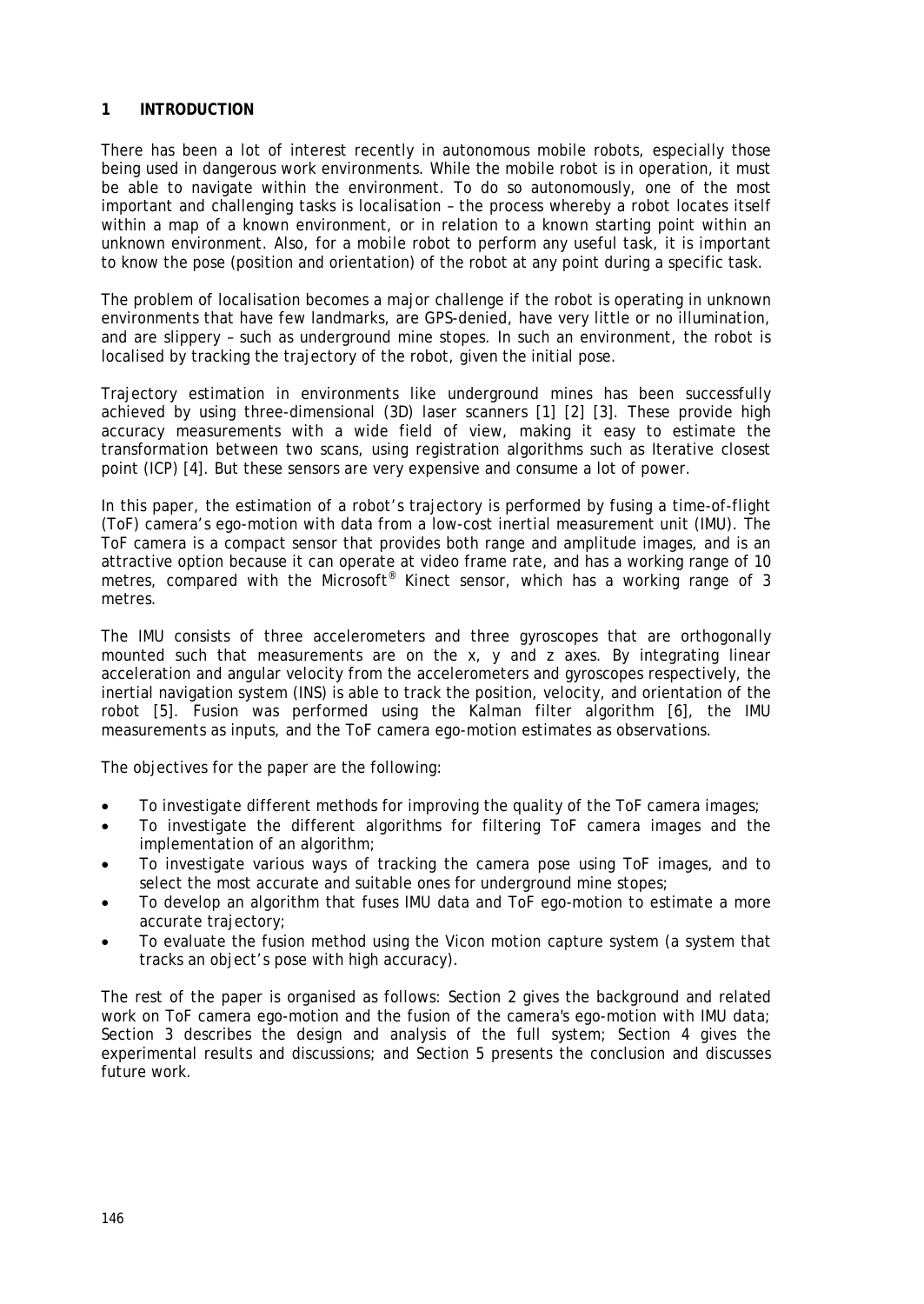# 1 INTRODUCTION

There has been a lot of interest recently in autonomous mobile robots, especially those being used in dangerous work environments. While the mobile robot is in operation, it must be able to navigate within the environment. To do so autonomously, one of the most important and challenging tasks is localisation – the process whereby a robot locates itself within a map of a known environment, or in relation to a known starting point within an unknown environment. Also, for a mobile robot to perform any useful task, it is important to know the pose (position and orientation) of the robot at any point during a specific task.

The problem of localisation becomes a major challenge if the robot is operating in unknown environments that have few landmarks, are GPS-denied, have very little or no illumination, and are slippery – such as underground mine stopes. In such an environment, the robot is localised by tracking the trajectory of the robot, given the initial pose.

Trajectory estimation in environments like underground mines has been successfully achieved by using three-dimensional (3D) laser scanners [1] [2] [3]. These provide high accuracy measurements with a wide field of view, making it easy to estimate the transformation between two scans, using registration algorithms such as Iterative closest point (ICP) [4]. But these sensors are very expensive and consume a lot of power.

In this paper, the estimation of a robot's trajectory is performed by fusing a time-of-flight (ToF) camera's ego-motion with data from a low-cost inertial measurement unit (IMU). The ToF camera is a compact sensor that provides both range and amplitude images, and is an attractive option because it can operate at video frame rate, and has a working range of 10 metres, compared with the Microsoft® Kinect sensor, which has a working range of 3 metres.

The IMU consists of three accelerometers and three gyroscopes that are orthogonally mounted such that measurements are on the x, y and z axes. By integrating linear acceleration and angular velocity from the accelerometers and gyroscopes respectively, the inertial navigation system (INS) is able to track the position, velocity, and orientation of the robot [5]. Fusion was performed using the Kalman filter algorithm [6], the IMU measurements as inputs, and the ToF camera ego-motion estimates as observations.

The objectives for the paper are the following:

- To investigate different methods for improving the quality of the ToF camera images;
- To investigate the different algorithms for filtering ToF camera images and the implementation of an algorithm;
- To investigate various ways of tracking the camera pose using ToF images, and to select the most accurate and suitable ones for underground mine stopes;
- To develop an algorithm that fuses IMU data and ToF ego-motion to estimate a more accurate trajectory;
- To evaluate the fusion method using the Vicon motion capture system (a system that tracks an object's pose with high accuracy).

The rest of the paper is organised as follows: Section 2 gives the background and related work on ToF camera ego-motion and the fusion of the camera's ego-motion with IMU data; Section 3 describes the design and analysis of the full system; Section 4 gives the experimental results and discussions; and Section 5 presents the conclusion and discusses future work.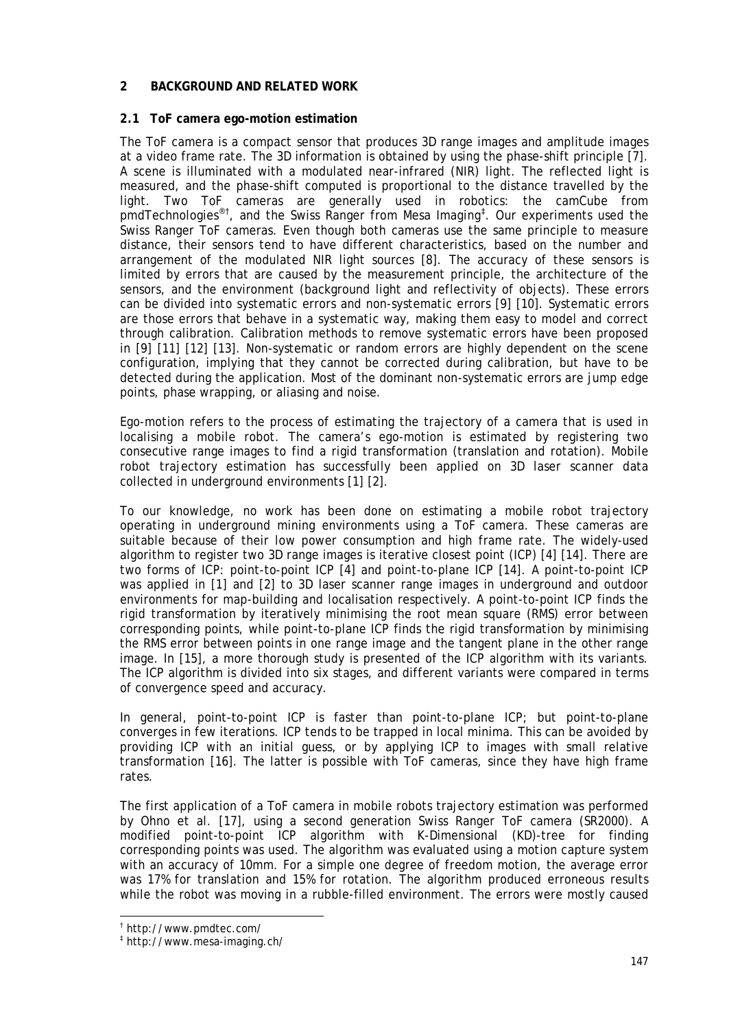## 2 BACKGROUND AND RELATED WORK

### 2.1 ToF camera ego-motion estimation

The ToF camera is a compact sensor that produces 3D range images and amplitude images at a video frame rate. The 3D information is obtained by using the phase-shift principle [7]. A scene is illuminated with a modulated near-infrared (NIR) light. The reflected light is measured, and the phase-shift computed is proportional to the distance travelled by the light. Two ToF cameras are generally used in robotics: the camCube from pmdTechnologies®†, and the Swiss Ranger from Mesa Imaging‡. Our experiments used the Swiss Ranger ToF cameras. Even though both cameras use the same principle to measure distance, their sensors tend to have different characteristics, based on the number and arrangement of the modulated NIR light sources [8]. The accuracy of these sensors is limited by errors that are caused by the measurement principle, the architecture of the sensors, and the environment (background light and reflectivity of objects). These errors can be divided into systematic errors and non-systematic errors [9] [10]. Systematic errors are those errors that behave in a systematic way, making them easy to model and correct through calibration. Calibration methods to remove systematic errors have been proposed in [9] [11] [12] [13]. Non-systematic or random errors are highly dependent on the scene configuration, implying that they cannot be corrected during calibration, but have to be detected during the application. Most of the dominant non-systematic errors are jump edge points, phase wrapping, or aliasing and noise.

Ego-motion refers to the process of estimating the trajectory of a camera that is used in localising a mobile robot. The camera's ego-motion is estimated by registering two consecutive range images to find a rigid transformation (translation and rotation). Mobile robot trajectory estimation has successfully been applied on 3D laser scanner data collected in underground environments [1] [2].

To our knowledge, no work has been done on estimating a mobile robot trajectory operating in underground mining environments using a ToF camera. These cameras are suitable because of their low power consumption and high frame rate. The widely-used algorithm to register two 3D range images is iterative closest point (ICP) [4] [14]. There are two forms of ICP: point-to-point ICP [4] and point-to-plane ICP [14]. A point-to-point ICP was applied in [1] and [2] to 3D laser scanner range images in underground and outdoor environments for map-building and localisation respectively. A point-to-point ICP finds the rigid transformation by iteratively minimising the root mean square (RMS) error between corresponding points, while point-to-plane ICP finds the rigid transformation by minimising the RMS error between points in one range image and the tangent plane in the other range image. In [15], a more thorough study is presented of the ICP algorithm with its variants. The ICP algorithm is divided into six stages, and different variants were compared in terms of convergence speed and accuracy.

In general, point-to-point ICP is faster than point-to-plane ICP; but point-to-plane converges in few iterations. ICP tends to be trapped in local minima. This can be avoided by providing ICP with an initial guess, or by applying ICP to images with small relative transformation [16]. The latter is possible with ToF cameras, since they have high frame rates.

The first application of a ToF camera in mobile robots trajectory estimation was performed by Ohno et al. [17], using a second generation Swiss Ranger ToF camera (SR2000). A modified point-to-point ICP algorithm with K-Dimensional (KD)-tree for finding corresponding points was used. The algorithm was evaluated using a motion capture system with an accuracy of 10mm. For a simple one degree of freedom motion, the average error was 17% for translation and 15% for rotation. The algorithm produced erroneous results while the robot was moving in a rubble-filled environment. The errors were mostly caused

† http://www.pmdtec.com/

‡ http://www.mesa-imaging.ch/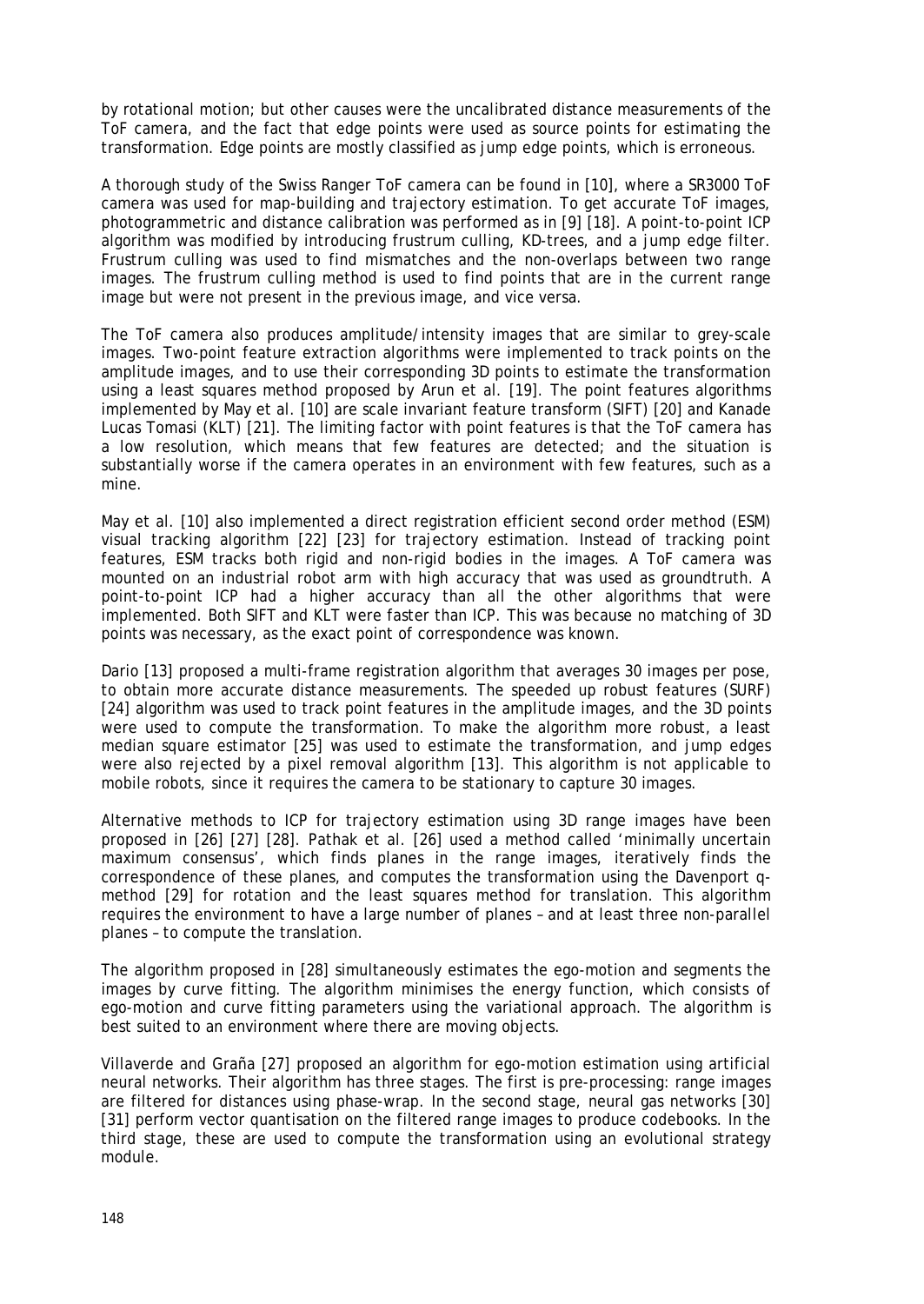by rotational motion; but other causes were the uncalibrated distance measurements of the ToF camera, and the fact that edge points were used as source points for estimating the transformation. Edge points are mostly classified as jump edge points, which is erroneous.

A thorough study of the Swiss Ranger ToF camera can be found in [10], where a SR3000 ToF camera was used for map-building and trajectory estimation. To get accurate ToF images, photogrammetric and distance calibration was performed as in [9] [18]. A point-to-point ICP algorithm was modified by introducing frustrum culling, KD-trees, and a jump edge filter. Frustrum culling was used to find mismatches and the non-overlaps between two range images. The frustrum culling method is used to find points that are in the current range image but were not present in the previous image, and vice versa.

The ToF camera also produces amplitude/intensity images that are similar to grey-scale images. Two-point feature extraction algorithms were implemented to track points on the amplitude images, and to use their corresponding 3D points to estimate the transformation using a least squares method proposed by Arun et al. [19]. The point features algorithms implemented by May et al. [10] are scale invariant feature transform (SIFT) [20] and Kanade Lucas Tomasi (KLT) [21]. The limiting factor with point features is that the ToF camera has a low resolution, which means that few features are detected; and the situation is substantially worse if the camera operates in an environment with few features, such as a mine.

May et al. [10] also implemented a direct registration efficient second order method (ESM) visual tracking algorithm [22] [23] for trajectory estimation. Instead of tracking point features, ESM tracks both rigid and non-rigid bodies in the images. A ToF camera was mounted on an industrial robot arm with high accuracy that was used as groundtruth. A point-to-point ICP had a higher accuracy than all the other algorithms that were implemented. Both SIFT and KLT were faster than ICP. This was because no matching of 3D points was necessary, as the exact point of correspondence was known.

Dario [13] proposed a multi-frame registration algorithm that averages 30 images per pose, to obtain more accurate distance measurements. The speeded up robust features (SURF) [24] algorithm was used to track point features in the amplitude images, and the 3D points were used to compute the transformation. To make the algorithm more robust, a least median square estimator [25] was used to estimate the transformation, and jump edges were also rejected by a pixel removal algorithm [13]. This algorithm is not applicable to mobile robots, since it requires the camera to be stationary to capture 30 images.

Alternative methods to ICP for trajectory estimation using 3D range images have been proposed in [26] [27] [28]. Pathak et al. [26] used a method called 'minimally uncertain maximum consensus', which finds planes in the range images, iteratively finds the correspondence of these planes, and computes the transformation using the Davenport q-method [29] for rotation and the least squares method for translation. This algorithm requires the environment to have a large number of planes – and at least three non-parallel planes – to compute the translation.

The algorithm proposed in [28] simultaneously estimates the ego-motion and segments the images by curve fitting. The algorithm minimises the energy function, which consists of ego-motion and curve fitting parameters using the variational approach. The algorithm is best suited to an environment where there are moving objects.

Villaverde and Graña [27] proposed an algorithm for ego-motion estimation using artificial neural networks. Their algorithm has three stages. The first is pre-processing: range images are filtered for distances using phase-wrap. In the second stage, neural gas networks [30] [31] perform vector quantisation on the filtered range images to produce codebooks. In the third stage, these are used to compute the transformation using an evolutional strategy module.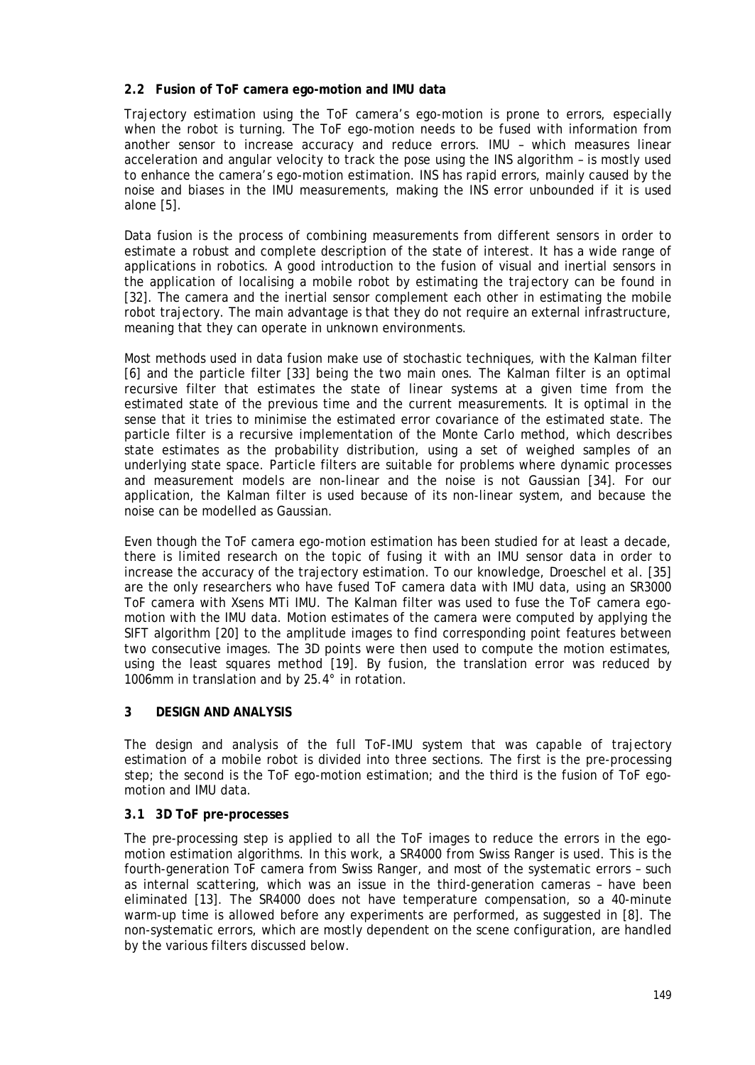### 2.2 Fusion of ToF camera ego-motion and IMU data

Trajectory estimation using the ToF camera's ego-motion is prone to errors, especially when the robot is turning. The ToF ego-motion needs to be fused with information from another sensor to increase accuracy and reduce errors. IMU – which measures linear acceleration and angular velocity to track the pose using the INS algorithm – is mostly used to enhance the camera's ego-motion estimation. INS has rapid errors, mainly caused by the noise and biases in the IMU measurements, making the INS error unbounded if it is used alone [5].

Data fusion is the process of combining measurements from different sensors in order to estimate a robust and complete description of the state of interest. It has a wide range of applications in robotics. A good introduction to the fusion of visual and inertial sensors in the application of localising a mobile robot by estimating the trajectory can be found in [32]. The camera and the inertial sensor complement each other in estimating the mobile robot trajectory. The main advantage is that they do not require an external infrastructure, meaning that they can operate in unknown environments.

Most methods used in data fusion make use of stochastic techniques, with the Kalman filter [6] and the particle filter [33] being the two main ones. The Kalman filter is an optimal recursive filter that estimates the state of linear systems at a given time from the estimated state of the previous time and the current measurements. It is optimal in the sense that it tries to minimise the estimated error covariance of the estimated state. The particle filter is a recursive implementation of the Monte Carlo method, which describes state estimates as the probability distribution, using a set of weighed samples of an underlying state space. Particle filters are suitable for problems where dynamic processes and measurement models are non-linear and the noise is not Gaussian [34]. For our application, the Kalman filter is used because of its non-linear system, and because the noise can be modelled as Gaussian.

Even though the ToF camera ego-motion estimation has been studied for at least a decade, there is limited research on the topic of fusing it with an IMU sensor data in order to increase the accuracy of the trajectory estimation. To our knowledge, Droeschel et al. [35] are the only researchers who have fused ToF camera data with IMU data, using an SR3000 ToF camera with Xsens MTi IMU. The Kalman filter was used to fuse the ToF camera ego-motion with the IMU data. Motion estimates of the camera were computed by applying the SIFT algorithm [20] to the amplitude images to find corresponding point features between two consecutive images. The 3D points were then used to compute the motion estimates, using the least squares method [19]. By fusion, the translation error was reduced by 1006mm in translation and by 25.4° in rotation.

## 3 DESIGN AND ANALYSIS

The design and analysis of the full ToF-IMU system that was capable of trajectory estimation of a mobile robot is divided into three sections. The first is the pre-processing step; the second is the ToF ego-motion estimation; and the third is the fusion of ToF ego-motion and IMU data.

### 3.1 3D ToF pre-processes

The pre-processing step is applied to all the ToF images to reduce the errors in the ego-motion estimation algorithms. In this work, a SR4000 from Swiss Ranger is used. This is the fourth-generation ToF camera from Swiss Ranger, and most of the systematic errors – such as internal scattering, which was an issue in the third-generation cameras – have been eliminated [13]. The SR4000 does not have temperature compensation, so a 40-minute warm-up time is allowed before any experiments are performed, as suggested in [8]. The non-systematic errors, which are mostly dependent on the scene configuration, are handled by the various filters discussed below.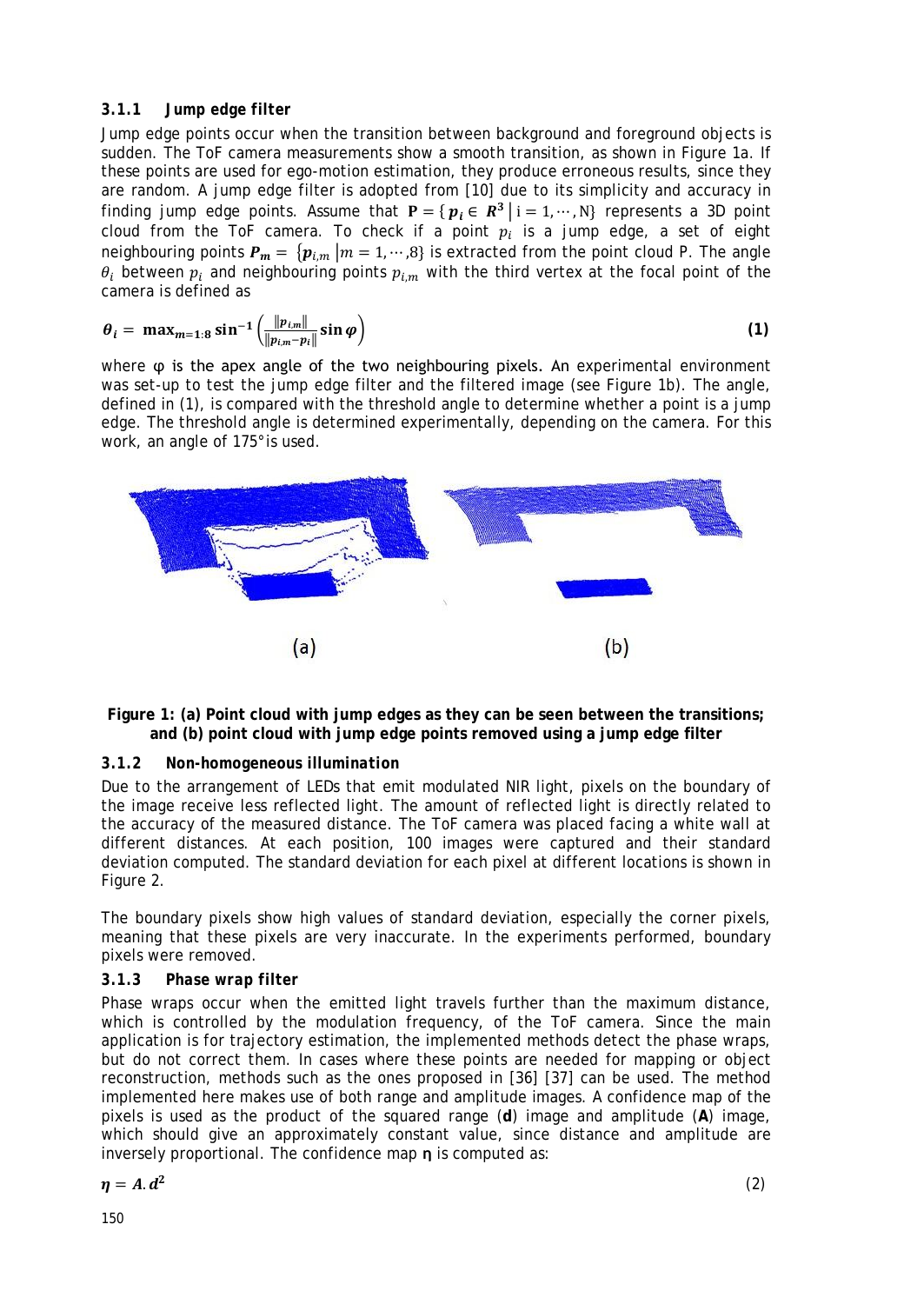### 3.1.1 Jump edge filter

Jump edge points occur when the transition between background and foreground objects is sudden. The ToF camera measurements show a smooth transition, as shown in Figure 1a. If these points are used for ego-motion estimation, they produce erroneous results, since they are random. A jump edge filter is adopted from [10] due to its simplicity and accuracy in finding jump edge points. Assume that $\mathbf{P} = \{ \boldsymbol{p_i} \in \boldsymbol{R^3} \mid i = 1, \cdots, N\}$ represents a 3D point cloud from the ToF camera. To check if a point $p_i$ is a jump edge, a set of eight neighbouring points $\boldsymbol{P_m} = \{\boldsymbol{p}_{i,m} \mid m = 1, \cdots, 8\}$ is extracted from the point cloud P. The angle $\theta_i$ between $p_i$ and neighbouring points $p_{i,m}$ with the third vertex at the focal point of the camera is defined as

$$\boldsymbol{\theta_i} = \max_{m=1:8} \sin^{-1}\left(\frac{\|\boldsymbol{p}_{i,m}\|}{\|\boldsymbol{p}_{i,m} - \boldsymbol{p}_i\|} \sin \boldsymbol{\varphi}\right) \tag{1}$$

where φ is the apex angle of the two neighbouring pixels. An experimental environment was set-up to test the jump edge filter and the filtered image (see Figure 1b). The angle, defined in (1), is compared with the threshold angle to determine whether a point is a jump edge. The threshold angle is determined experimentally, depending on the camera. For this work, an angle of 175° is used.

(a)

(b)

**Figure 1: (a) Point cloud with jump edges as they can be seen between the transitions; and (b) point cloud with jump edge points removed using a jump edge filter**

### 3.1.2 Non-homogeneous illumination

Due to the arrangement of LEDs that emit modulated NIR light, pixels on the boundary of the image receive less reflected light. The amount of reflected light is directly related to the accuracy of the measured distance. The ToF camera was placed facing a white wall at different distances. At each position, 100 images were captured and their standard deviation computed. The standard deviation for each pixel at different locations is shown in Figure 2.

The boundary pixels show high values of standard deviation, especially the corner pixels, meaning that these pixels are very inaccurate. In the experiments performed, boundary pixels were removed.

### 3.1.3 Phase wrap filter

Phase wraps occur when the emitted light travels further than the maximum distance, which is controlled by the modulation frequency, of the ToF camera. Since the main application is for trajectory estimation, the implemented methods detect the phase wraps, but do not correct them. In cases where these points are needed for mapping or object reconstruction, methods such as the ones proposed in [36] [37] can be used. The method implemented here makes use of both range and amplitude images. A confidence map of the pixels is used as the product of the squared range (**d**) image and amplitude (**A**) image, which should give an approximately constant value, since distance and amplitude are inversely proportional. The confidence map **η** is computed as:

$$\boldsymbol{\eta} = \boldsymbol{A}.\boldsymbol{d}^2 \tag{2}$$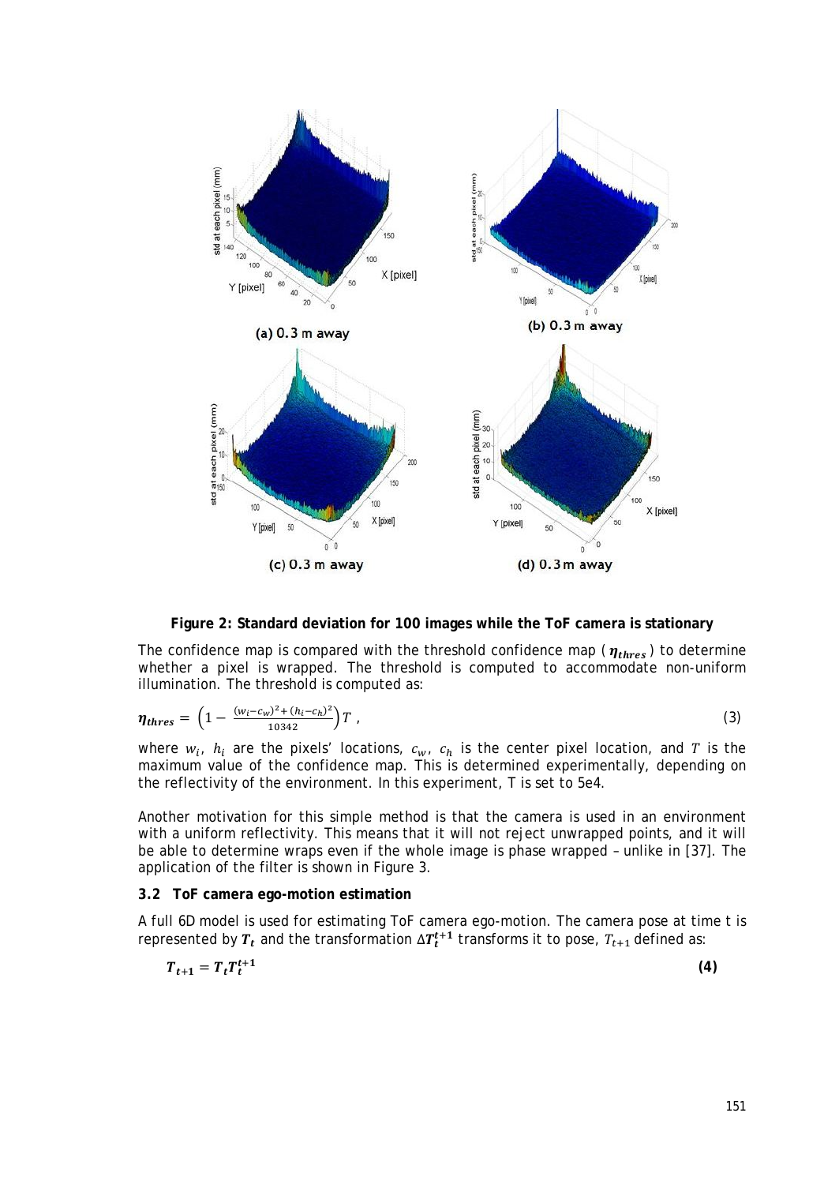std at each pixel (mm)
15
10
5
140
120
100
80
60
40
20
0
Y [pixel]
50
100
150
X [pixel]

(a) 0.3 m away

std at each pixel (mm)
20
10
0
150
100
50
0 0
Y [pixel]
50
100
150
200
X [pixel]

(b) 0.3 m away

std at each pixel (mm)
20
10
0
150
100
50
0 0
Y [pixel]
50
100
150
200
X [pixel]

(c) 0.3 m away

std at each pixel (mm)
30
20
10
0
100
50
0
Y [pixel]
0
50
100
150
X [pixel]

(d) 0.3 m away

**Figure 2: Standard deviation for 100 images while the ToF camera is stationary**

The confidence map is compared with the threshold confidence map ( $\boldsymbol{\eta_{thres}}$ ) to determine whether a pixel is wrapped. The threshold is computed to accommodate non-uniform illumination. The threshold is computed as:

$$\boldsymbol{\eta_{thres}} = \left(1 - \frac{(w_i - c_w)^2 + (h_i - c_h)^2}{10342}\right) T \ , \tag{3}$$

where $w_i$, $h_i$ are the pixels' locations, $c_w$, $c_h$ is the center pixel location, and $T$ is the maximum value of the confidence map. This is determined experimentally, depending on the reflectivity of the environment. In this experiment, T is set to 5e4.

Another motivation for this simple method is that the camera is used in an environment with a uniform reflectivity. This means that it will not reject unwrapped points, and it will be able to determine wraps even if the whole image is phase wrapped – unlike in [37]. The application of the filter is shown in Figure 3.

### 3.2 ToF camera ego-motion estimation

A full 6D model is used for estimating ToF camera ego-motion. The camera pose at time t is represented by $\boldsymbol{T_t}$ and the transformation $\Delta \boldsymbol{T_t^{t+1}}$ transforms it to pose, $T_{t+1}$ defined as:

$$\boldsymbol{T_{t+1}} = \boldsymbol{T_t T_t^{t+1}} \tag{4}$$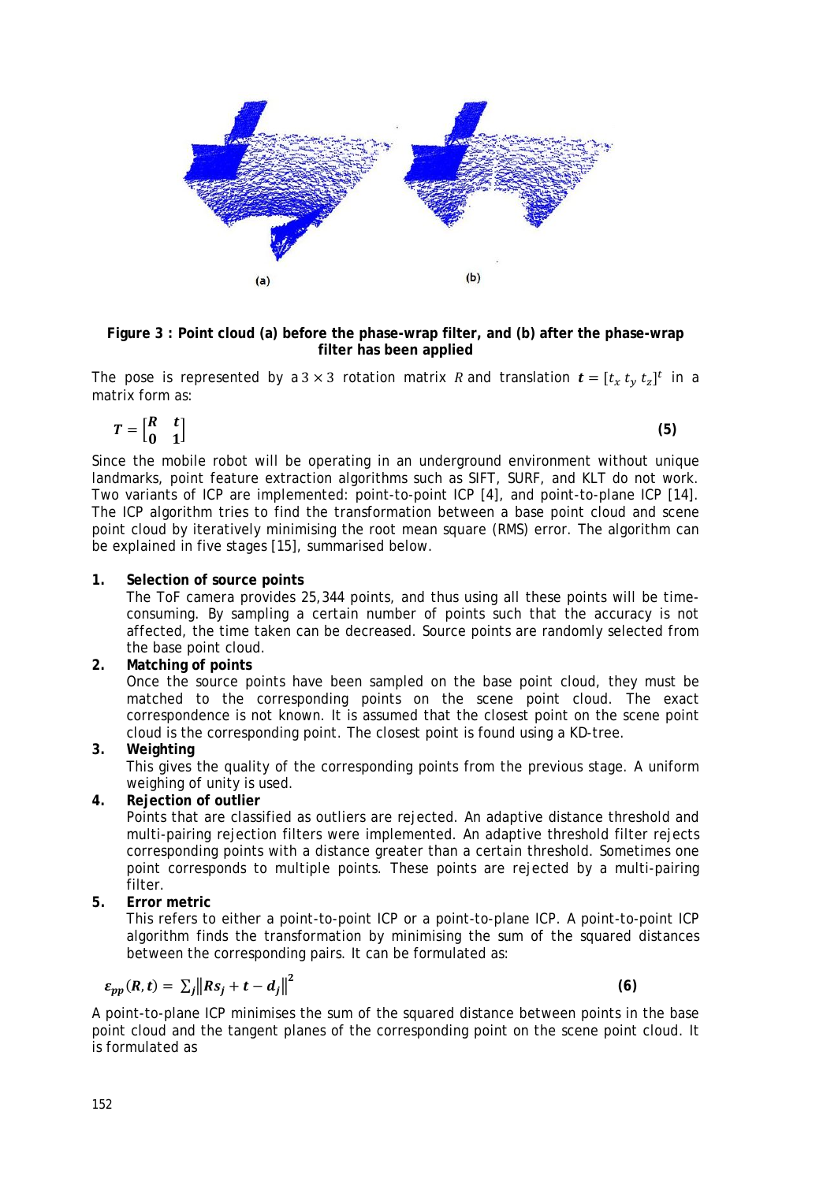**Figure 3 : Point cloud (a) before the phase-wrap filter, and (b) after the phase-wrap filter has been applied**

The pose is represented by a $3 \times 3$ rotation matrix $R$ and translation $\boldsymbol{t} = [t_x \; t_y \; t_z]^t$ in a matrix form as:

$$\boldsymbol{T} = \begin{bmatrix} \boldsymbol{R} & \boldsymbol{t} \\ \boldsymbol{0} & \boldsymbol{1} \end{bmatrix} \tag{5}$$

Since the mobile robot will be operating in an underground environment without unique landmarks, point feature extraction algorithms such as SIFT, SURF, and KLT do not work. Two variants of ICP are implemented: point-to-point ICP [4], and point-to-plane ICP [14]. The ICP algorithm tries to find the transformation between a base point cloud and scene point cloud by iteratively minimising the root mean square (RMS) error. The algorithm can be explained in five stages [15], summarised below.

1. **Selection of source points**
   The ToF camera provides 25,344 points, and thus using all these points will be time-consuming. By sampling a certain number of points such that the accuracy is not affected, the time taken can be decreased. Source points are randomly selected from the base point cloud.
2. **Matching of points**
   Once the source points have been sampled on the base point cloud, they must be matched to the corresponding points on the scene point cloud. The exact correspondence is not known. It is assumed that the closest point on the scene point cloud is the corresponding point. The closest point is found using a KD-tree.
3. **Weighting**
   This gives the quality of the corresponding points from the previous stage. A uniform weighing of unity is used.
4. **Rejection of outlier**
   Points that are classified as outliers are rejected. An adaptive distance threshold and multi-pairing rejection filters were implemented. An adaptive threshold filter rejects corresponding points with a distance greater than a certain threshold. Sometimes one point corresponds to multiple points. These points are rejected by a multi-pairing filter.
5. **Error metric**
   This refers to either a point-to-point ICP or a point-to-plane ICP. A point-to-point ICP algorithm finds the transformation by minimising the sum of the squared distances between the corresponding pairs. It can be formulated as:

$$\boldsymbol{\varepsilon_{pp}}(\boldsymbol{R}, \boldsymbol{t}) = \sum_j \left\| \boldsymbol{R}\boldsymbol{s}_j + \boldsymbol{t} - \boldsymbol{d}_j \right\|^2 \tag{6}$$

A point-to-plane ICP minimises the sum of the squared distance between points in the base point cloud and the tangent planes of the corresponding point on the scene point cloud. It is formulated as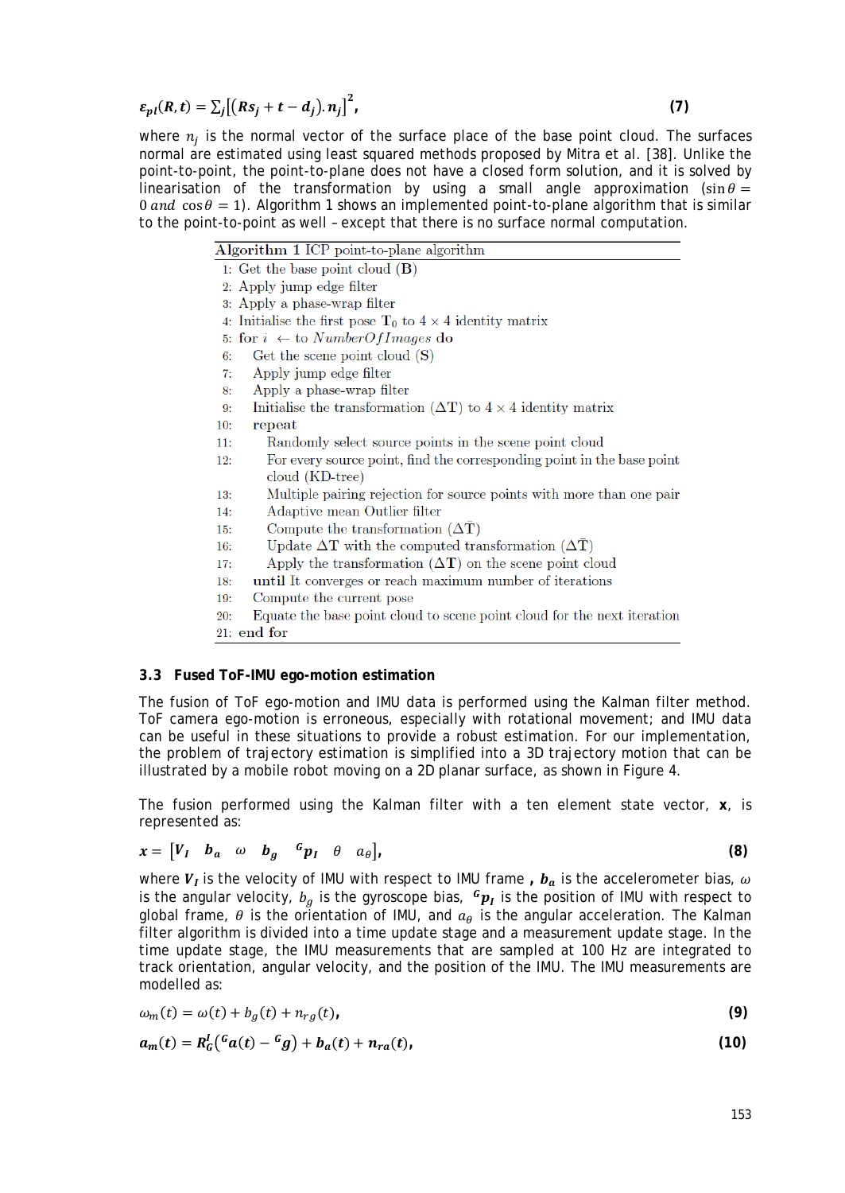$$\boldsymbol{\varepsilon}_{pl}(\boldsymbol{R},\boldsymbol{t}) = \sum_j \left[ \left( \boldsymbol{R}\boldsymbol{s}_j + \boldsymbol{t} - \boldsymbol{d}_j \right) . \boldsymbol{n}_j \right]^2, \tag{7}$$

where $n_j$ is the normal vector of the surface place of the base point cloud. The surfaces normal are estimated using least squared methods proposed by Mitra et al. [38]. Unlike the point-to-point, the point-to-plane does not have a closed form solution, and it is solved by linearisation of the transformation by using a small angle approximation ($\sin\theta = 0$ *and* $\cos\theta = 1$). Algorithm 1 shows an implemented point-to-plane algorithm that is similar to the point-to-point as well – except that there is no surface normal computation.

**Algorithm 1** ICP point-to-plane algorithm

1: Get the base point cloud (**B**)
2: Apply jump edge filter
3: Apply a phase-wrap filter
4: Initialise the first pose $\mathrm{T}_0$ to $4 \times 4$ identity matrix
5: **for** $i$ $\leftarrow$ to $NumberOfImages$ **do**
6: Get the scene point cloud (**S**)
7: Apply jump edge filter
8: Apply a phase-wrap filter
9: Initialise the transformation $(\Delta\mathrm{T})$ to $4 \times 4$ identity matrix
10: **repeat**
11: Randomly select source points in the scene point cloud
12: For every source point, find the corresponding point in the base point cloud (KD-tree)
13: Multiple pairing rejection for source points with more than one pair
14: Adaptive mean Outlier filter
15: Compute the transformation $(\Delta\bar{\mathrm{T}})$
16: Update $\Delta\mathrm{T}$ with the computed transformation $(\Delta\bar{\mathrm{T}})$
17: Apply the transformation $(\Delta\mathbf{T})$ on the scene point cloud
18: **until** It converges or reach maximum number of iterations
19: Compute the current pose
20: Equate the base point cloud to scene point cloud for the next iteration
21: **end for**

### 3.3 Fused ToF-IMU ego-motion estimation

The fusion of ToF ego-motion and IMU data is performed using the Kalman filter method. ToF camera ego-motion is erroneous, especially with rotational movement; and IMU data can be useful in these situations to provide a robust estimation. For our implementation, the problem of trajectory estimation is simplified into a 3D trajectory motion that can be illustrated by a mobile robot moving on a 2D planar surface, as shown in Figure 4.

The fusion performed using the Kalman filter with a ten element state vector, **x**, is represented as:

$$\boldsymbol{x} = \begin{bmatrix} \boldsymbol{V}_I & \boldsymbol{b}_a & \omega & \boldsymbol{b}_g & {}^{G}\boldsymbol{p}_I & \theta & a_\theta \end{bmatrix}, \tag{8}$$

where $\boldsymbol{V}_I$ is the velocity of IMU with respect to IMU frame , $\boldsymbol{b}_a$ is the accelerometer bias, $\omega$ is the angular velocity, $b_g$ is the gyroscope bias, ${}^{G}\boldsymbol{p}_I$ is the position of IMU with respect to global frame, $\theta$ is the orientation of IMU, and $a_\theta$ is the angular acceleration. The Kalman filter algorithm is divided into a time update stage and a measurement update stage. In the time update stage, the IMU measurements that are sampled at 100 Hz are integrated to track orientation, angular velocity, and the position of the IMU. The IMU measurements are modelled as:

$$\omega_m(t) = \omega(t) + b_g(t) + n_{rg}(t), \tag{9}$$

$$\boldsymbol{a}_m(t) = \boldsymbol{R}_G^I\left({}^{G}\boldsymbol{a}(t) - {}^{G}\boldsymbol{g}\right) + \boldsymbol{b}_a(t) + \boldsymbol{n}_{ra}(t), \tag{10}$$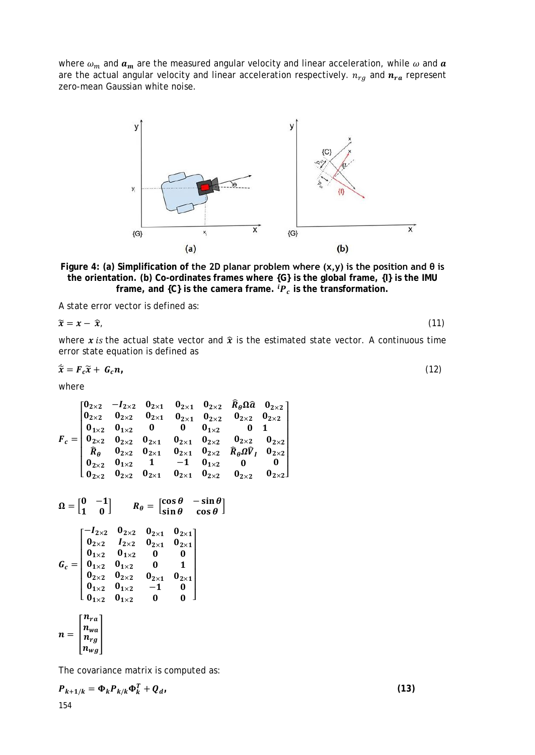where $\omega_m$ and $\boldsymbol{a_m}$ are the measured angular velocity and linear acceleration, while $\omega$ and $\boldsymbol{a}$ are the actual angular velocity and linear acceleration respectively. $n_{rg}$ and $\boldsymbol{n_{ra}}$ represent zero-mean Gaussian white noise.

y
$y_i$
θ
{G}
$x_i$
x
(a)

y
{C}
x
x
α
{I}
{G}
x
(b)

**Figure 4: (a) Simplification of the 2D planar problem where (x,y) is the position and θ is the orientation. (b) Co-ordinates frames where {G} is the global frame, {I} is the IMU frame, and {C} is the camera frame. ${}^{i}P_c$ is the transformation.**

A state error vector is defined as:

$$\tilde{\boldsymbol{x}} = \boldsymbol{x} - \hat{\boldsymbol{x}}, \tag{11}$$

where $\boldsymbol{x}$ *is* the actual state vector and $\hat{\boldsymbol{x}}$ is the estimated state vector. A continuous time error state equation is defined as

$$\dot{\tilde{\boldsymbol{x}}} = \boldsymbol{F_c}\tilde{\boldsymbol{x}} + \boldsymbol{G_c n}, \tag{12}$$

where

$$\boldsymbol{F_c} = \begin{bmatrix} \mathbf{0}_{2\times2} & -\boldsymbol{I}_{2\times2} & \mathbf{0}_{2\times1} & \mathbf{0}_{2\times1} & \mathbf{0}_{2\times2} & \widehat{\boldsymbol{R}}_{\theta}\boldsymbol{\Omega}\hat{\boldsymbol{a}} & \mathbf{0}_{2\times2} \\ \mathbf{0}_{2\times2} & \mathbf{0}_{2\times2} & \mathbf{0}_{2\times1} & \mathbf{0}_{2\times1} & \mathbf{0}_{2\times2} & \mathbf{0}_{2\times2} & \mathbf{0}_{2\times2} \\ \mathbf{0}_{1\times2} & \mathbf{0}_{1\times2} & \mathbf{0} & \mathbf{0} & \mathbf{0}_{1\times2} & \mathbf{0} & \mathbf{1} \\ \mathbf{0}_{2\times2} & \mathbf{0}_{2\times2} & \mathbf{0}_{2\times1} & \mathbf{0}_{2\times1} & \mathbf{0}_{2\times2} & \mathbf{0}_{2\times2} & \mathbf{0}_{2\times2} \\ \widehat{\boldsymbol{R}}_{\theta} & \mathbf{0}_{2\times2} & \mathbf{0}_{2\times1} & \mathbf{0}_{2\times1} & \mathbf{0}_{2\times2} & \widehat{\boldsymbol{R}}_{\theta}\boldsymbol{\Omega}\widehat{\boldsymbol{V}}_{I} & \mathbf{0}_{2\times2} \\ \mathbf{0}_{2\times2} & \mathbf{0}_{1\times2} & \mathbf{1} & -\mathbf{1} & \mathbf{0}_{1\times2} & \mathbf{0} & \mathbf{0} \\ \mathbf{0}_{2\times2} & \mathbf{0}_{2\times2} & \mathbf{0}_{2\times1} & \mathbf{0}_{2\times1} & \mathbf{0}_{2\times2} & \mathbf{0}_{2\times2} & \mathbf{0}_{2\times2} \end{bmatrix}$$

$$\boldsymbol{\Omega} = \begin{bmatrix} \mathbf{0} & -\mathbf{1} \\ \mathbf{1} & \mathbf{0} \end{bmatrix} \qquad \boldsymbol{R}_{\theta} = \begin{bmatrix} \cos\theta & -\sin\theta \\ \sin\theta & \cos\theta \end{bmatrix}$$

$$\boldsymbol{G_c} = \begin{bmatrix} -\boldsymbol{I}_{2\times2} & \mathbf{0}_{2\times2} & \mathbf{0}_{2\times1} & \mathbf{0}_{2\times1} \\ \mathbf{0}_{2\times2} & \boldsymbol{I}_{2\times2} & \mathbf{0}_{2\times1} & \mathbf{0}_{2\times1} \\ \mathbf{0}_{1\times2} & \mathbf{0}_{1\times2} & \mathbf{0} & \mathbf{0} \\ \mathbf{0}_{1\times2} & \mathbf{0}_{1\times2} & \mathbf{0} & \mathbf{1} \\ \mathbf{0}_{2\times2} & \mathbf{0}_{2\times2} & \mathbf{0}_{2\times1} & \mathbf{0}_{2\times1} \\ \mathbf{0}_{1\times2} & \mathbf{0}_{1\times2} & -\mathbf{1} & \mathbf{0} \\ \mathbf{0}_{1\times2} & \mathbf{0}_{1\times2} & \mathbf{0} & \mathbf{0} \end{bmatrix}$$

$$\boldsymbol{n} = \begin{bmatrix} \boldsymbol{n}_{ra} \\ \boldsymbol{n}_{wa} \\ \boldsymbol{n}_{rg} \\ \boldsymbol{n}_{wg} \end{bmatrix}$$

The covariance matrix is computed as:

$$\boldsymbol{P}_{k+1/k} = \boldsymbol{\Phi}_k \boldsymbol{P}_{k/k} \boldsymbol{\Phi}_k^T + \boldsymbol{Q}_d, \tag{13}$$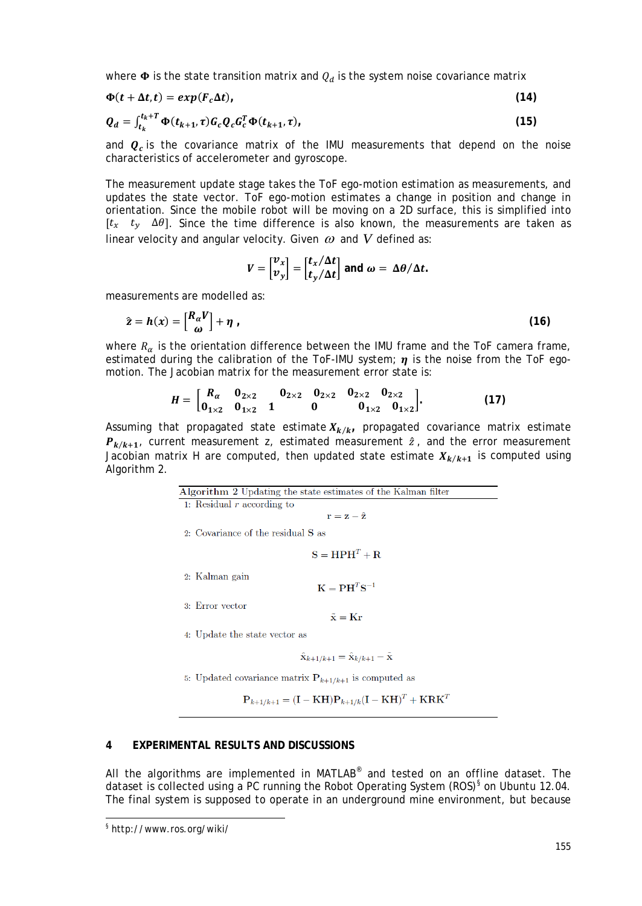where $\mathbf{\Phi}$ is the state transition matrix and $Q_d$ is the system noise covariance matrix

$$\mathbf{\Phi}(t + \Delta t, t) = exp(F_c \Delta t), \tag{14}$$

$$Q_d = \int_{t_k}^{t_k+T} \mathbf{\Phi}(t_{k+1}, \tau) G_c Q_c G_c^T \mathbf{\Phi}(t_{k+1}, \tau), \tag{15}$$

and $Q_c$ is the covariance matrix of the IMU measurements that depend on the noise characteristics of accelerometer and gyroscope.

The measurement update stage takes the ToF ego-motion estimation as measurements, and updates the state vector. ToF ego-motion estimates a change in position and change in orientation. Since the mobile robot will be moving on a 2D surface, this is simplified into $[t_x \quad t_y \quad \Delta\theta]$. Since the time difference is also known, the measurements are taken as linear velocity and angular velocity. Given $\omega$ and $V$ defined as:

$$V = \begin{bmatrix} v_x \\ v_y \end{bmatrix} = \begin{bmatrix} t_x/\Delta t \\ t_y/\Delta t \end{bmatrix} \text{ and } \omega = \Delta\theta/\Delta t.$$

measurements are modelled as:

$$\hat{z} = h(x) = \begin{bmatrix} R_\alpha V \\ \omega \end{bmatrix} + \eta \,, \tag{16}$$

where $R_\alpha$ is the orientation difference between the IMU frame and the ToF camera frame, estimated during the calibration of the ToF-IMU system; $\eta$ is the noise from the ToF ego-motion. The Jacobian matrix for the measurement error state is:

$$H = \begin{bmatrix} R_\alpha & 0_{2\times2} & 0_{2\times2} & 0_{2\times2} & 0_{2\times2} & 0_{2\times2} \\ 0_{1\times2} & 0_{1\times2} \quad 1 & 0 & 0_{1\times2} & 0_{1\times2} \end{bmatrix}. \tag{17}$$

Assuming that propagated state estimate $X_{k/k}$, propagated covariance matrix estimate $P_{k/k+1}$, current measurement z, estimated measurement $\hat{z}$, and the error measurement Jacobian matrix H are computed, then updated state estimate $X_{k/k+1}$ is computed using Algorithm 2.

**Algorithm 2** Updating the state estimates of the Kalman filter

1: Residual $r$ according to

$$\mathrm{r} = \mathrm{z} - \hat{\mathrm{z}}$$

2: Covariance of the residual S as

$$\mathrm{S} = \mathrm{HPH}^T + \mathrm{R}$$

2: Kalman gain

$$\mathrm{K} = \mathrm{PH}^T\mathrm{S}^{-1}$$

3: Error vector

$$\tilde{\mathrm{x}} = \mathrm{Kr}$$

4: Update the state vector as

$$\hat{\mathrm{x}}_{k+1/k+1} = \hat{\mathrm{x}}_{k/k+1} - \tilde{\mathrm{x}}$$

5: Updated covariance matrix $\mathrm{P}_{k+1/k+1}$ is computed as

$$\mathrm{P}_{k+1/k+1} = (\mathrm{I} - \mathrm{KH})\mathrm{P}_{k+1/k}(\mathrm{I} - \mathrm{KH})^T + \mathrm{KRK}^T$$

## 4 EXPERIMENTAL RESULTS AND DISCUSSIONS

All the algorithms are implemented in MATLAB® and tested on an offline dataset. The dataset is collected using a PC running the Robot Operating System (ROS)[§] on Ubuntu 12.04. The final system is supposed to operate in an underground mine environment, but because

[§] http://www.ros.org/wiki/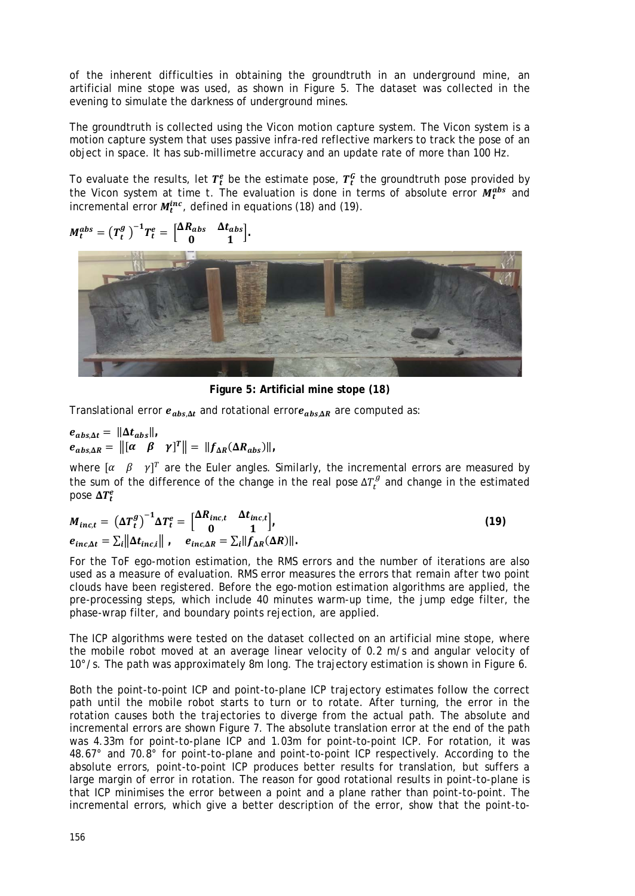of the inherent difficulties in obtaining the groundtruth in an underground mine, an artificial mine stope was used, as shown in Figure 5. The dataset was collected in the evening to simulate the darkness of underground mines.

The groundtruth is collected using the Vicon motion capture system. The Vicon system is a motion capture system that uses passive infra-red reflective markers to track the pose of an object in space. It has sub-millimetre accuracy and an update rate of more than 100 Hz.

To evaluate the results, let $\boldsymbol{T}_t^e$ be the estimate pose, $\boldsymbol{T}_t^G$ the groundtruth pose provided by the Vicon system at time t. The evaluation is done in terms of absolute error $\boldsymbol{M}_t^{abs}$ and incremental error $\boldsymbol{M}_t^{inc}$, defined in equations (18) and (19).

$$\boldsymbol{M}_t^{abs} = \left(\boldsymbol{T}_t^g\right)^{-1}\boldsymbol{T}_t^e = \begin{bmatrix} \Delta\boldsymbol{R}_{abs} & \Delta\boldsymbol{t}_{abs} \\ \boldsymbol{0} & \boldsymbol{1} \end{bmatrix}.$$

Figure 5: Artificial mine stope (18)

Translational error $\boldsymbol{e}_{abs,\Delta t}$ and rotational error $\boldsymbol{e}_{abs,\Delta R}$ are computed as:

$$\boldsymbol{e}_{abs,\Delta t} = \|\Delta\boldsymbol{t}_{abs}\|,$$
$$\boldsymbol{e}_{abs,\Delta R} = \left\|[\alpha \quad \beta \quad \gamma]^T\right\| = \|\boldsymbol{f}_{\Delta R}(\Delta\boldsymbol{R}_{abs})\|,$$

where $[\alpha \quad \beta \quad \gamma]^T$ are the Euler angles. Similarly, the incremental errors are measured by the sum of the difference of the change in the real pose $\Delta T_t^g$ and change in the estimated pose $\Delta\boldsymbol{T}_t^e$

$$\boldsymbol{M}_{inc,t} = \left(\Delta\boldsymbol{T}_t^g\right)^{-1}\Delta\boldsymbol{T}_t^e = \begin{bmatrix} \Delta\boldsymbol{R}_{inc,t} & \Delta\boldsymbol{t}_{inc,t} \\ \boldsymbol{0} & \boldsymbol{1} \end{bmatrix}, \qquad \textbf{(19)}$$
$$\boldsymbol{e}_{inc,\Delta t} = \textstyle\sum_i \left\|\Delta\boldsymbol{t}_{inc,i}\right\|, \quad \boldsymbol{e}_{inc,\Delta R} = \textstyle\sum_i \|\boldsymbol{f}_{\Delta R}(\Delta\boldsymbol{R})\|.$$

For the ToF ego-motion estimation, the RMS errors and the number of iterations are also used as a measure of evaluation. RMS error measures the errors that remain after two point clouds have been registered. Before the ego-motion estimation algorithms are applied, the pre-processing steps, which include 40 minutes warm-up time, the jump edge filter, the phase-wrap filter, and boundary points rejection, are applied.

The ICP algorithms were tested on the dataset collected on an artificial mine stope, where the mobile robot moved at an average linear velocity of 0.2 m/s and angular velocity of 10°/s. The path was approximately 8m long. The trajectory estimation is shown in Figure 6.

Both the point-to-point ICP and point-to-plane ICP trajectory estimates follow the correct path until the mobile robot starts to turn or to rotate. After turning, the error in the rotation causes both the trajectories to diverge from the actual path. The absolute and incremental errors are shown Figure 7. The absolute translation error at the end of the path was 4.33m for point-to-plane ICP and 1.03m for point-to-point ICP. For rotation, it was 48.67° and 70.8° for point-to-plane and point-to-point ICP respectively. According to the absolute errors, point-to-point ICP produces better results for translation, but suffers a large margin of error in rotation. The reason for good rotational results in point-to-plane is that ICP minimises the error between a point and a plane rather than point-to-point. The incremental errors, which give a better description of the error, show that the point-to-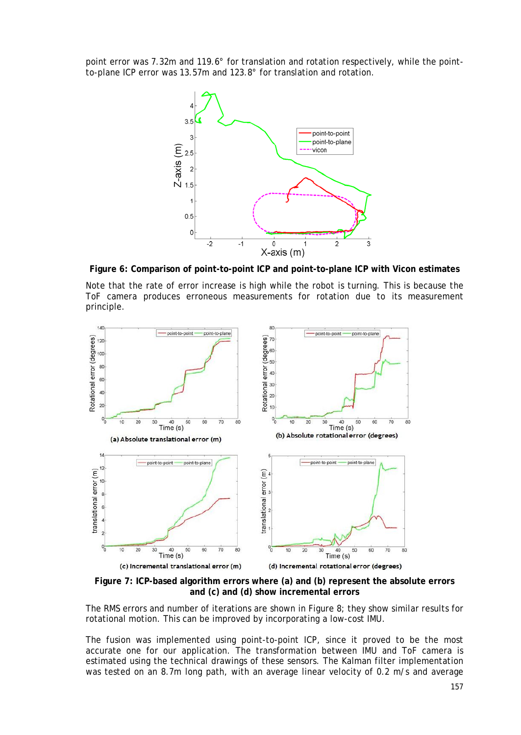point error was 7.32m and 119.6° for translation and rotation respectively, while the point-to-plane ICP error was 13.57m and 123.8° for translation and rotation.

Z-axis (m)
4
3.5
3
2.5
2
1.5
1
0.5
0
-2
-1
0
1
2
3
X-axis (m)
point-to-point
point-to-plane
vicon

**Figure 6: Comparison of point-to-point ICP and point-to-plane ICP with Vicon estimates**

Note that the rate of error increase is high while the robot is turning. This is because the ToF camera produces erroneous measurements for rotation due to its measurement principle.

Rotational error (degrees)
140
120
100
80
60
40
20
0
0
10
20
30
40
50
60
70
80
Time (s)
point-to-point
point-to-plane
(a) Absolute translational error (m)

Rotational error (degrees)
80
70
60
50
40
30
20
10
0
0
10
20
30
40
50
60
70
80
Time (s)
point-to-point
point-to-plane
(b) Absolute rotational error (degrees)

translational error (m)
14
12
10
8
6
4
2
0
0
10
20
30
40
50
60
70
80
Time (s)
point-to-point
point-to-plane
(c) Incremental translational error (m)

translational error (m)
5
4
3
2
1
0
0
10
20
30
40
50
60
70
80
Time (s)
point-to-point
point-to-plane
(d) Incremental rotational error (degrees)

**Figure 7: ICP-based algorithm errors where (a) and (b) represent the absolute errors and (c) and (d) show incremental errors**

The RMS errors and number of iterations are shown in Figure 8; they show similar results for rotational motion. This can be improved by incorporating a low-cost IMU.

The fusion was implemented using point-to-point ICP, since it proved to be the most accurate one for our application. The transformation between IMU and ToF camera is estimated using the technical drawings of these sensors. The Kalman filter implementation was tested on an 8.7m long path, with an average linear velocity of 0.2 m/s and average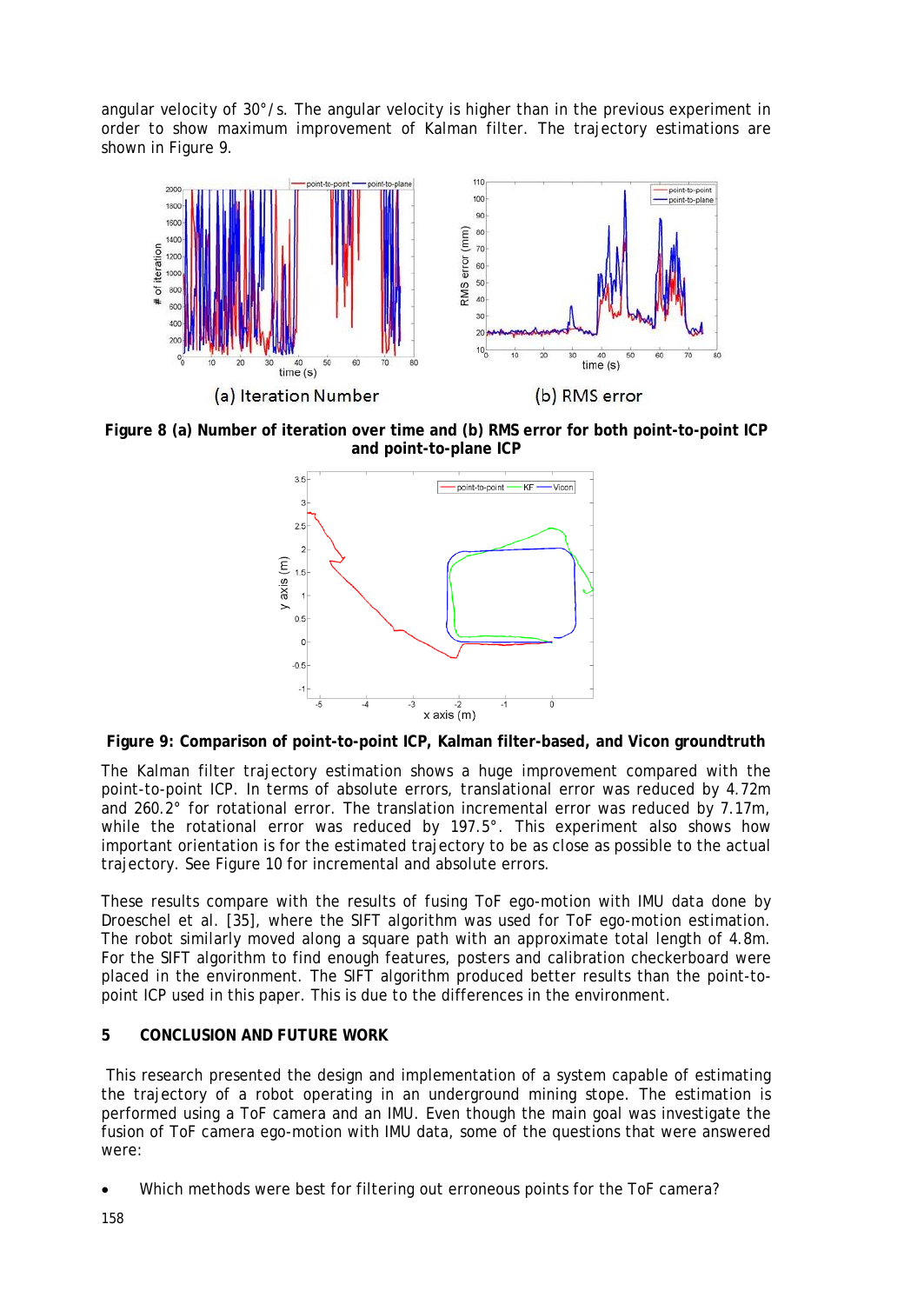angular velocity of 30°/s. The angular velocity is higher than in the previous experiment in order to show maximum improvement of Kalman filter. The trajectory estimations are shown in Figure 9.

point-to-point
point-to-plane
of iteration
2000
1800
1600
1400
1200
1000
800
600
400
200
0
0 10 20 30 40 50 60 70 80
time (s)

(a) Iteration Number

point-to-point
point-to-plane
RMS error (mm)
110
100
90
80
70
60
50
40
30
20
10
0 10 20 30 40 50 60 70 80
time (s)

(b) RMS error

**Figure 8 (a) Number of iteration over time and (b) RMS error for both point-to-point ICP and point-to-plane ICP**

point-to-point
KF
Vicon
y axis (m)
3.5
3
2.5
2
1.5
1
0.5
0
-0.5
-1
-5 -4 -3 -2 -1 0
x axis (m)

**Figure 9: Comparison of point-to-point ICP, Kalman filter-based, and Vicon groundtruth**

The Kalman filter trajectory estimation shows a huge improvement compared with the point-to-point ICP. In terms of absolute errors, translational error was reduced by 4.72m and 260.2° for rotational error. The translation incremental error was reduced by 7.17m, while the rotational error was reduced by 197.5°. This experiment also shows how important orientation is for the estimated trajectory to be as close as possible to the actual trajectory. See Figure 10 for incremental and absolute errors.

These results compare with the results of fusing ToF ego-motion with IMU data done by Droeschel et al. [35], where the SIFT algorithm was used for ToF ego-motion estimation. The robot similarly moved along a square path with an approximate total length of 4.8m. For the SIFT algorithm to find enough features, posters and calibration checkerboard were placed in the environment. The SIFT algorithm produced better results than the point-to-point ICP used in this paper. This is due to the differences in the environment.

## 5 CONCLUSION AND FUTURE WORK

This research presented the design and implementation of a system capable of estimating the trajectory of a robot operating in an underground mining stope. The estimation is performed using a ToF camera and an IMU. Even though the main goal was investigate the fusion of ToF camera ego-motion with IMU data, some of the questions that were answered were:

- Which methods were best for filtering out erroneous points for the ToF camera?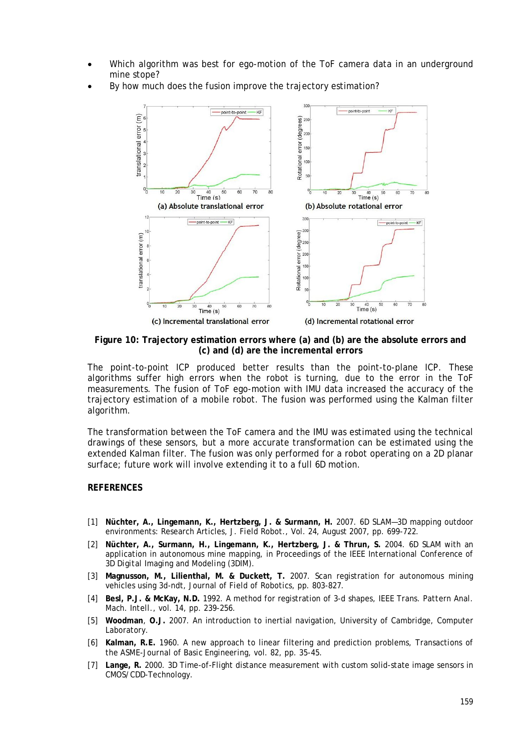- Which algorithm was best for ego-motion of the ToF camera data in an underground mine stope?
- By how much does the fusion improve the trajectory estimation?

(a) Absolute translational error

translational error (m)

Time (s)

point-to-point — KF

(b) Absolute rotational error

Rotational error (degrees)

Time (s)

point-to-point — KF

(c) Incremental translational error

translational error (m)

Time (s)

point-to-point — KF

(d) Incremental rotational error

Rotational error (degree)

Time (s)

point-to-point — KF

**Figure 10: Trajectory estimation errors where (a) and (b) are the absolute errors and (c) and (d) are the incremental errors**

The point-to-point ICP produced better results than the point-to-plane ICP. These algorithms suffer high errors when the robot is turning, due to the error in the ToF measurements. The fusion of ToF ego-motion with IMU data increased the accuracy of the trajectory estimation of a mobile robot. The fusion was performed using the Kalman filter algorithm.

The transformation between the ToF camera and the IMU was estimated using the technical drawings of these sensors, but a more accurate transformation can be estimated using the extended Kalman filter. The fusion was only performed for a robot operating on a 2D planar surface; future work will involve extending it to a full 6D motion.

## REFERENCES

[1] **Nüchter, A., Lingemann, K., Hertzberg, J. & Surmann, H.** 2007. 6D SLAM—3D mapping outdoor environments: Research Articles, J. Field Robot., Vol. 24, August 2007, pp. 699-722.

[2] **Nüchter, A., Surmann, H., Lingemann, K., Hertzberg, J. & Thrun, S.** 2004. 6D SLAM with an application in autonomous mine mapping, in Proceedings of the IEEE International Conference of 3D Digital Imaging and Modeling (3DIM).

[3] **Magnusson, M., Lilienthal, M. & Duckett, T.** 2007. Scan registration for autonomous mining vehicles using 3d-ndt, Journal of Field of Robotics, pp. 803-827.

[4] **Besl, P.J. & McKay, N.D.** 1992. A method for registration of 3-d shapes, IEEE Trans. Pattern Anal. Mach. Intell., vol. 14, pp. 239-256.

[5] **Woodman, O.J.** 2007. An introduction to inertial navigation, University of Cambridge, Computer Laboratory.

[6] **Kalman, R.E.** 1960. A new approach to linear filtering and prediction problems, Transactions of the ASME-Journal of Basic Engineering, vol. 82, pp. 35-45.

[7] **Lange, R.** 2000. 3D Time-of-Flight distance measurement with custom solid-state image sensors in CMOS/CDD-Technology.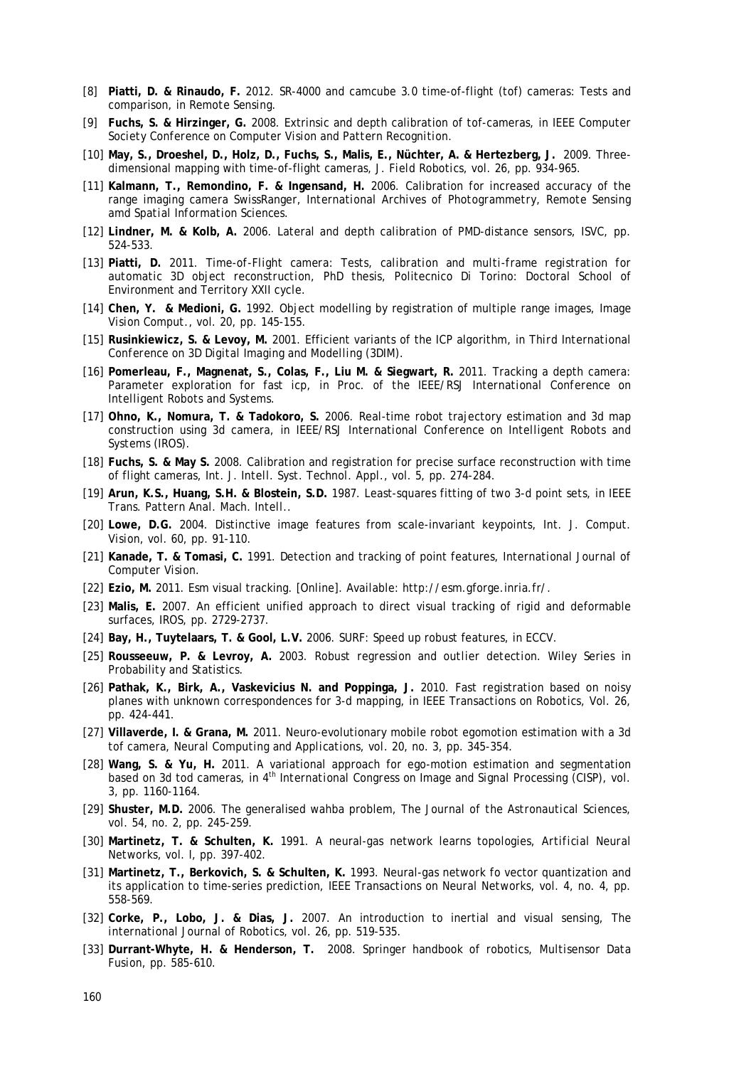[8] **Piatti, D. & Rinaudo, F.** 2012. SR-4000 and camcube 3.0 time-of-flight (tof) cameras: Tests and comparison, in Remote Sensing.

[9] **Fuchs, S. & Hirzinger, G.** 2008. Extrinsic and depth calibration of tof-cameras, in IEEE Computer Society Conference on Computer Vision and Pattern Recognition.

[10] **May, S., Droeshel, D., Holz, D., Fuchs, S., Malis, E., Nüchter, A. & Hertezberg, J.** 2009. Three-dimensional mapping with time-of-flight cameras, J. Field Robotics, vol. 26, pp. 934-965.

[11] **Kalmann, T., Remondino, F. & Ingensand, H.** 2006. Calibration for increased accuracy of the range imaging camera SwissRanger, International Archives of Photogrammetry, Remote Sensing amd Spatial Information Sciences.

[12] **Lindner, M. & Kolb, A.** 2006. Lateral and depth calibration of PMD-distance sensors, ISVC, pp. 524-533.

[13] **Piatti, D.** 2011. Time-of-Flight camera: Tests, calibration and multi-frame registration for automatic 3D object reconstruction, PhD thesis, Politecnico Di Torino: Doctoral School of Environment and Territory XXII cycle.

[14] **Chen, Y. & Medioni, G.** 1992. Object modelling by registration of multiple range images, Image Vision Comput., vol. 20, pp. 145-155.

[15] **Rusinkiewicz, S. & Levoy, M.** 2001. Efficient variants of the ICP algorithm, in Third International Conference on 3D Digital Imaging and Modelling (3DIM).

[16] **Pomerleau, F., Magnenat, S., Colas, F., Liu M. & Siegwart, R.** 2011. Tracking a depth camera: Parameter exploration for fast icp, in Proc. of the IEEE/RSJ International Conference on Intelligent Robots and Systems.

[17] **Ohno, K., Nomura, T. & Tadokoro, S.** 2006. Real-time robot trajectory estimation and 3d map construction using 3d camera, in IEEE/RSJ International Conference on Intelligent Robots and Systems (IROS).

[18] **Fuchs, S. & May S.** 2008. Calibration and registration for precise surface reconstruction with time of flight cameras, Int. J. Intell. Syst. Technol. Appl., vol. 5, pp. 274-284.

[19] **Arun, K.S., Huang, S.H. & Blostein, S.D.** 1987. Least-squares fitting of two 3-d point sets, in IEEE Trans. Pattern Anal. Mach. Intell..

[20] **Lowe, D.G.** 2004. Distinctive image features from scale-invariant keypoints, Int. J. Comput. Vision, vol. 60, pp. 91-110.

[21] **Kanade, T. & Tomasi, C.** 1991. Detection and tracking of point features, International Journal of Computer Vision.

[22] **Ezio, M.** 2011. Esm visual tracking. [Online]. Available: http://esm.gforge.inria.fr/.

[23] **Malis, E.** 2007. An efficient unified approach to direct visual tracking of rigid and deformable surfaces, IROS, pp. 2729-2737.

[24] **Bay, H., Tuytelaars, T. & Gool, L.V.** 2006. SURF: Speed up robust features, in ECCV.

[25] **Rousseeuw, P. & Levroy, A.** 2003. Robust regression and outlier detection. Wiley Series in Probability and Statistics.

[26] **Pathak, K., Birk, A., Vaskevicius N. and Poppinga, J.** 2010. Fast registration based on noisy planes with unknown correspondences for 3-d mapping, in IEEE Transactions on Robotics, Vol. 26, pp. 424-441.

[27] **Villaverde, I. & Grana, M.** 2011. Neuro-evolutionary mobile robot egomotion estimation with a 3d tof camera, Neural Computing and Applications, vol. 20, no. 3, pp. 345-354.

[28] **Wang, S. & Yu, H.** 2011. A variational approach for ego-motion estimation and segmentation based on 3d tod cameras, in 4th International Congress on Image and Signal Processing (CISP), vol. 3, pp. 1160-1164.

[29] **Shuster, M.D.** 2006. The generalised wahba problem, The Journal of the Astronautical Sciences, vol. 54, no. 2, pp. 245-259.

[30] **Martinetz, T. & Schulten, K.** 1991. A neural-gas network learns topologies, Artificial Neural Networks, vol. I, pp. 397-402.

[31] **Martinetz, T., Berkovich, S. & Schulten, K.** 1993. Neural-gas network fo vector quantization and its application to time-series prediction, IEEE Transactions on Neural Networks, vol. 4, no. 4, pp. 558-569.

[32] **Corke, P., Lobo, J. & Dias, J.** 2007. An introduction to inertial and visual sensing, The international Journal of Robotics, vol. 26, pp. 519-535.

[33] **Durrant-Whyte, H. & Henderson, T.** 2008. Springer handbook of robotics, Multisensor Data Fusion, pp. 585-610.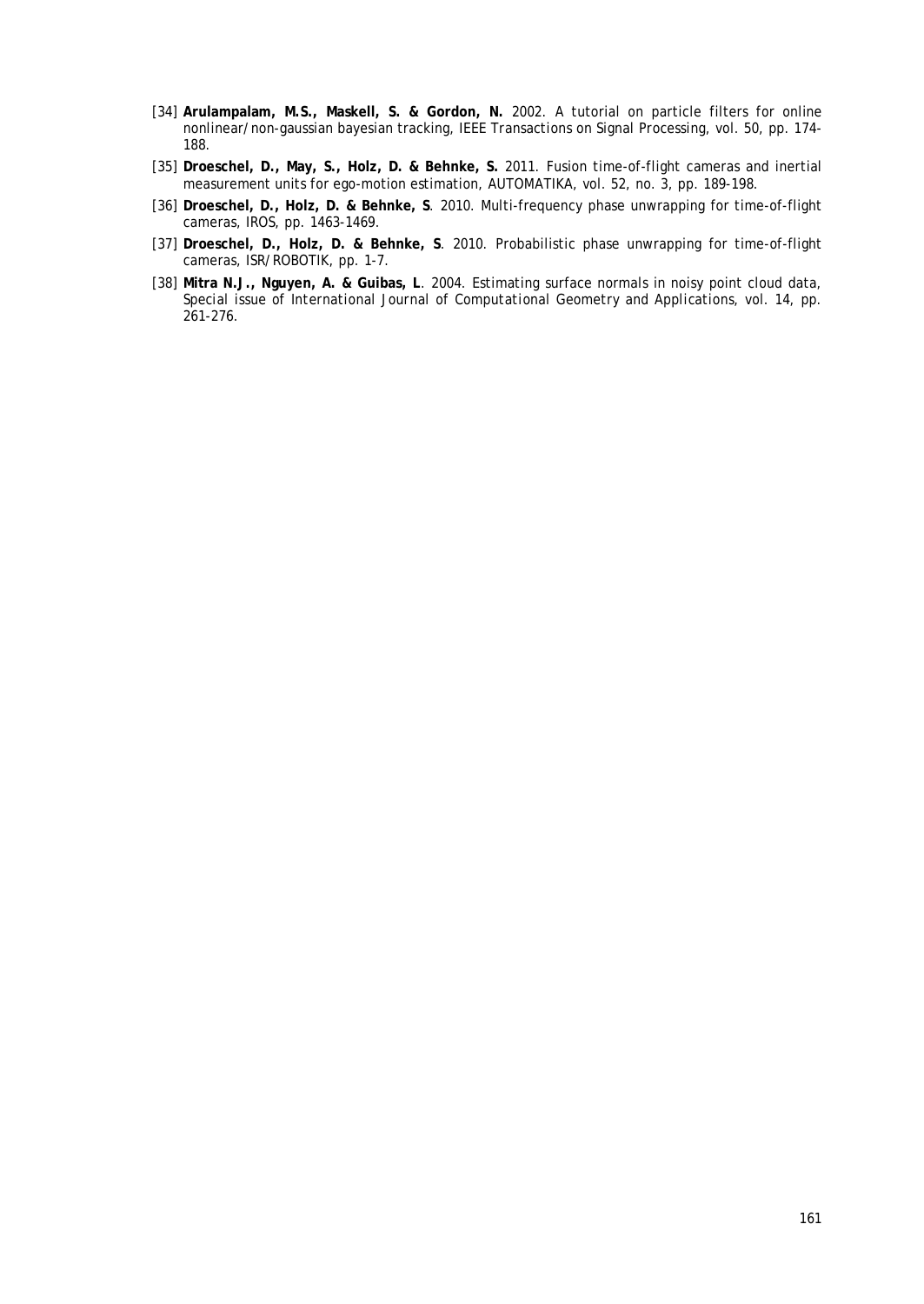[34] **Arulampalam, M.S., Maskell, S. & Gordon, N.** 2002. A tutorial on particle filters for online nonlinear/non-gaussian bayesian tracking, *IEEE Transactions on Signal Processing*, vol. 50, pp. 174-188.

[35] **Droeschel, D., May, S., Holz, D. & Behnke, S.** 2011. Fusion time-of-flight cameras and inertial measurement units for ego-motion estimation, AUTOMATIKA, vol. 52, no. 3, pp. 189-198.

[36] **Droeschel, D., Holz, D. & Behnke, S**. 2010. Multi-frequency phase unwrapping for time-of-flight cameras, IROS, pp. 1463-1469.

[37] **Droeschel, D., Holz, D. & Behnke, S**. 2010. Probabilistic phase unwrapping for time-of-flight cameras, ISR/ROBOTIK, pp. 1-7.

[38] **Mitra N.J., Nguyen, A. & Guibas, L**. 2004. Estimating surface normals in noisy point cloud data, *Special issue of International Journal of Computational Geometry and Applications*, vol. 14, pp. 261-276.